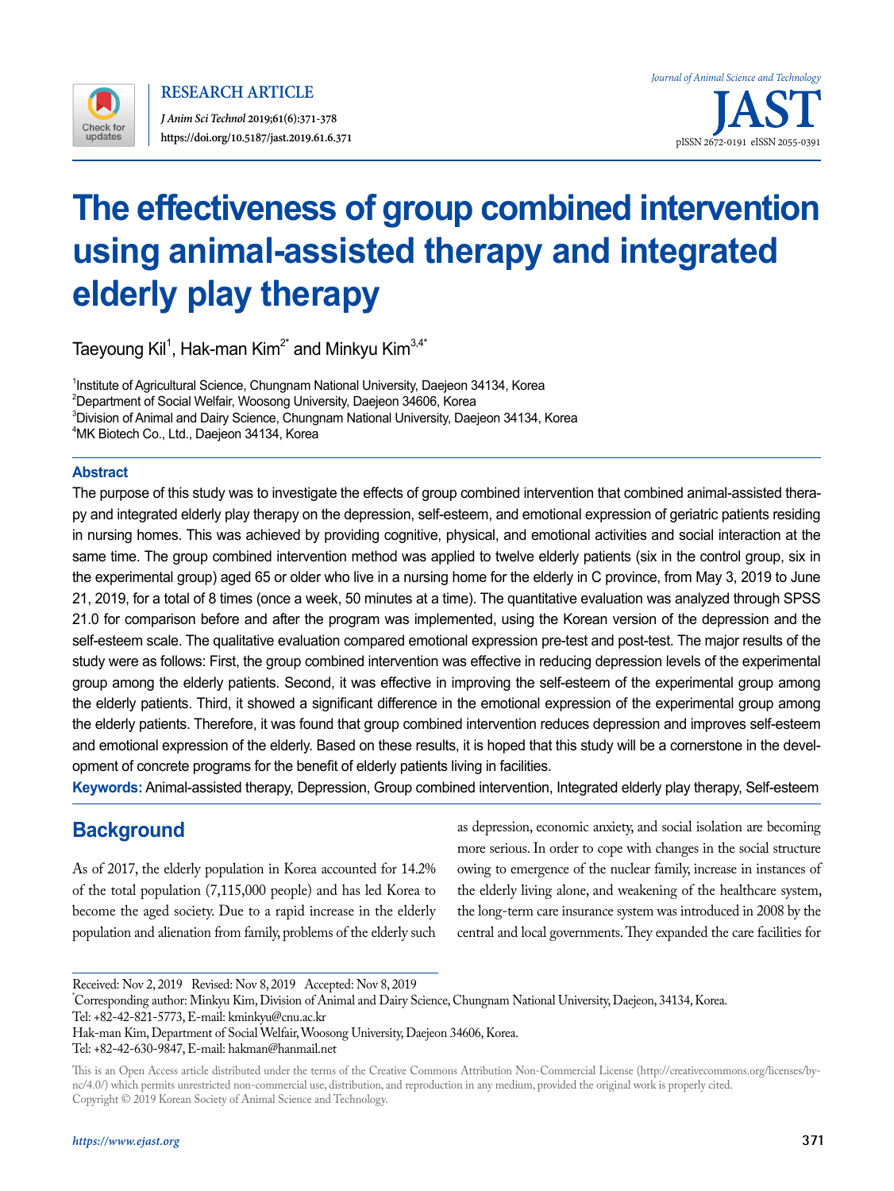RESEARCH ARTICLE

# The effectiveness of group combined intervention using animal-assisted therapy and integrated elderly play therapy

Taeyoung Kil[1], Hak-man Kim[2*] and Minkyu Kim[3,4*]

[1]Institute of Agricultural Science, Chungnam National University, Daejeon 34134, Korea
[2]Department of Social Welfair, Woosong University, Daejeon 34606, Korea
[3]Division of Animal and Dairy Science, Chungnam National University, Daejeon 34134, Korea
[4]MK Biotech Co., Ltd., Daejeon 34134, Korea

## Abstract

The purpose of this study was to investigate the effects of group combined intervention that combined animal-assisted therapy and integrated elderly play therapy on the depression, self-esteem, and emotional expression of geriatric patients residing in nursing homes. This was achieved by providing cognitive, physical, and emotional activities and social interaction at the same time. The group combined intervention method was applied to twelve elderly patients (six in the control group, six in the experimental group) aged 65 or older who live in a nursing home for the elderly in C province, from May 3, 2019 to June 21, 2019, for a total of 8 times (once a week, 50 minutes at a time). The quantitative evaluation was analyzed through SPSS 21.0 for comparison before and after the program was implemented, using the Korean version of the depression and the self-esteem scale. The qualitative evaluation compared emotional expression pre-test and post-test. The major results of the study were as follows: First, the group combined intervention was effective in reducing depression levels of the experimental group among the elderly patients. Second, it was effective in improving the self-esteem of the experimental group among the elderly patients. Third, it showed a significant difference in the emotional expression of the experimental group among the elderly patients. Therefore, it was found that group combined intervention reduces depression and improves self-esteem and emotional expression of the elderly. Based on these results, it is hoped that this study will be a cornerstone in the development of concrete programs for the benefit of elderly patients living in facilities.

**Keywords:** Animal-assisted therapy, Depression, Group combined intervention, Integrated elderly play therapy, Self-esteem

## Background

As of 2017, the elderly population in Korea accounted for 14.2% of the total population (7,115,000 people) and has led Korea to become the aged society. Due to a rapid increase in the elderly population and alienation from family, problems of the elderly such as depression, economic anxiety, and social isolation are becoming more serious. In order to cope with changes in the social structure owing to emergence of the nuclear family, increase in instances of the elderly living alone, and weakening of the healthcare system, the long-term care insurance system was introduced in 2008 by the central and local governments. They expanded the care facilities for

Received: Nov 2, 2019 Revised: Nov 8, 2019 Accepted: Nov 8, 2019

*Corresponding author: Minkyu Kim, Division of Animal and Dairy Science, Chungnam National University, Daejeon, 34134, Korea.
Tel: +82-42-821-5773, E-mail: kminkyu@cnu.ac.kr
Hak-man Kim, Department of Social Welfair, Woosong University, Daejeon 34606, Korea.
Tel: +82-42-630-9847, E-mail: hakman@hanmail.net

This is an Open Access article distributed under the terms of the Creative Commons Attribution Non-Commercial License (http://creativecommons.org/licenses/by-nc/4.0/) which permits unrestricted non-commercial use, distribution, and reproduction in any medium, provided the original work is properly cited.
Copyright © 2019 Korean Society of Animal Science and Technology.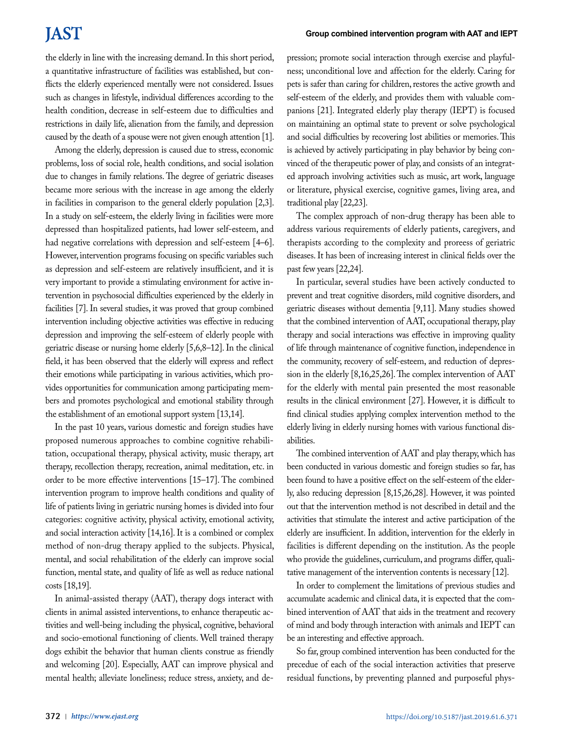the elderly in line with the increasing demand. In this short period, a quantitative infrastructure of facilities was established, but conflicts the elderly experienced mentally were not considered. Issues such as changes in lifestyle, individual differences according to the health condition, decrease in self-esteem due to difficulties and restrictions in daily life, alienation from the family, and depression caused by the death of a spouse were not given enough attention [1].

Among the elderly, depression is caused due to stress, economic problems, loss of social role, health conditions, and social isolation due to changes in family relations. The degree of geriatric diseases became more serious with the increase in age among the elderly in facilities in comparison to the general elderly population [2,3]. In a study on self-esteem, the elderly living in facilities were more depressed than hospitalized patients, had lower self-esteem, and had negative correlations with depression and self-esteem [4–6]. However, intervention programs focusing on specific variables such as depression and self-esteem are relatively insufficient, and it is very important to provide a stimulating environment for active intervention in psychosocial difficulties experienced by the elderly in facilities [7]. In several studies, it was proved that group combined intervention including objective activities was effective in reducing depression and improving the self-esteem of elderly people with geriatric disease or nursing home elderly [5,6,8–12]. In the clinical field, it has been observed that the elderly will express and reflect their emotions while participating in various activities, which provides opportunities for communication among participating members and promotes psychological and emotional stability through the establishment of an emotional support system [13,14].

In the past 10 years, various domestic and foreign studies have proposed numerous approaches to combine cognitive rehabilitation, occupational therapy, physical activity, music therapy, art therapy, recollection therapy, recreation, animal meditation, etc. in order to be more effective interventions [15–17]. The combined intervention program to improve health conditions and quality of life of patients living in geriatric nursing homes is divided into four categories: cognitive activity, physical activity, emotional activity, and social interaction activity [14,16]. It is a combined or complex method of non-drug therapy applied to the subjects. Physical, mental, and social rehabilitation of the elderly can improve social function, mental state, and quality of life as well as reduce national costs [18,19].

In animal-assisted therapy (AAT), therapy dogs interact with clients in animal assisted interventions, to enhance therapeutic activities and well-being including the physical, cognitive, behavioral and socio-emotional functioning of clients. Well trained therapy dogs exhibit the behavior that human clients construe as friendly and welcoming [20]. Especially, AAT can improve physical and mental health; alleviate loneliness; reduce stress, anxiety, and depression; promote social interaction through exercise and playfulness; unconditional love and affection for the elderly. Caring for pets is safer than caring for children, restores the active growth and self-esteem of the elderly, and provides them with valuable companions [21]. Integrated elderly play therapy (IEPT) is focused on maintaining an optimal state to prevent or solve psychological and social difficulties by recovering lost abilities or memories. This is achieved by actively participating in play behavior by being convinced of the therapeutic power of play, and consists of an integrated approach involving activities such as music, art work, language or literature, physical exercise, cognitive games, living area, and traditional play [22,23].

The complex approach of non-drug therapy has been able to address various requirements of elderly patients, caregivers, and therapists according to the complexity and proreess of geriatric diseases. It has been of increasing interest in clinical fields over the past few years [22,24].

In particular, several studies have been actively conducted to prevent and treat cognitive disorders, mild cognitive disorders, and geriatric diseases without dementia [9,11]. Many studies showed that the combined intervention of AAT, occupational therapy, play therapy and social interactions was effective in improving quality of life through maintenance of cognitive function, independence in the community, recovery of self-esteem, and reduction of depression in the elderly [8,16,25,26]. The complex intervention of AAT for the elderly with mental pain presented the most reasonable results in the clinical environment [27]. However, it is difficult to find clinical studies applying complex intervention method to the elderly living in elderly nursing homes with various functional disabilities.

The combined intervention of AAT and play therapy, which has been conducted in various domestic and foreign studies so far, has been found to have a positive effect on the self-esteem of the elderly, also reducing depression [8,15,26,28]. However, it was pointed out that the intervention method is not described in detail and the activities that stimulate the interest and active participation of the elderly are insufficient. In addition, intervention for the elderly in facilities is different depending on the institution. As the people who provide the guidelines, curriculum, and programs differ, qualitative management of the intervention contents is necessary [12].

In order to complement the limitations of previous studies and accumulate academic and clinical data, it is expected that the combined intervention of AAT that aids in the treatment and recovery of mind and body through interaction with animals and IEPT can be an interesting and effective approach.

So far, group combined intervention has been conducted for the precedue of each of the social interaction activities that preserve residual functions, by preventing planned and purposeful phys-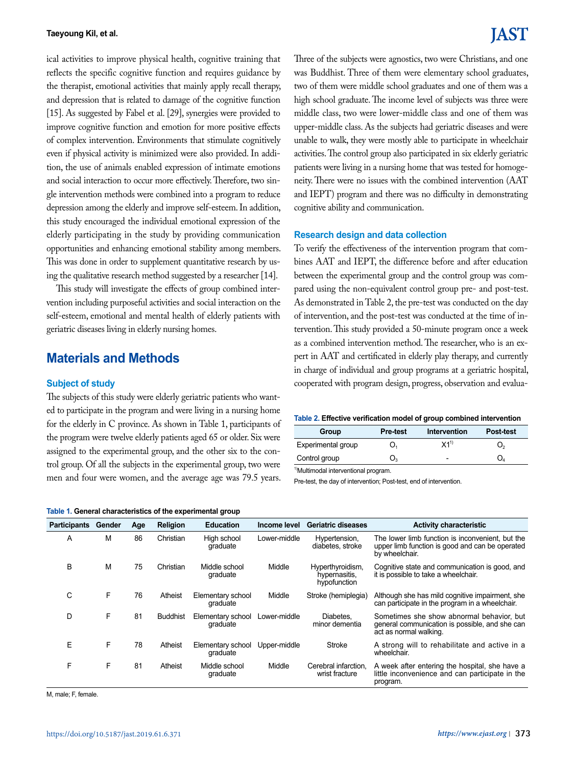ical activities to improve physical health, cognitive training that reflects the specific cognitive function and requires guidance by the therapist, emotional activities that mainly apply recall therapy, and depression that is related to damage of the cognitive function [15]. As suggested by Fabel et al. [29], synergies were provided to improve cognitive function and emotion for more positive effects of complex intervention. Environments that stimulate cognitively even if physical activity is minimized were also provided. In addition, the use of animals enabled expression of intimate emotions and social interaction to occur more effectively. Therefore, two single intervention methods were combined into a program to reduce depression among the elderly and improve self-esteem. In addition, this study encouraged the individual emotional expression of the elderly participating in the study by providing communication opportunities and enhancing emotional stability among members. This was done in order to supplement quantitative research by using the qualitative research method suggested by a researcher [14].

This study will investigate the effects of group combined intervention including purposeful activities and social interaction on the self-esteem, emotional and mental health of elderly patients with geriatric diseases living in elderly nursing homes.

# Materials and Methods

## Subject of study

The subjects of this study were elderly geriatric patients who wanted to participate in the program and were living in a nursing home for the elderly in C province. As shown in Table 1, participants of the program were twelve elderly patients aged 65 or older. Six were assigned to the experimental group, and the other six to the control group. Of all the subjects in the experimental group, two were men and four were women, and the average age was 79.5 years. Three of the subjects were agnostics, two were Christians, and one was Buddhist. Three of them were elementary school graduates, two of them were middle school graduates and one of them was a high school graduate. The income level of subjects was three were middle class, two were lower-middle class and one of them was upper-middle class. As the subjects had geriatric diseases and were unable to walk, they were mostly able to participate in wheelchair activities. The control group also participated in six elderly geriatric patients were living in a nursing home that was tested for homogeneity. There were no issues with the combined intervention (AAT and IEPT) program and there was no difficulty in demonstrating cognitive ability and communication.

## Research design and data collection

To verify the effectiveness of the intervention program that combines AAT and IEPT, the difference before and after education between the experimental group and the control group was compared using the non-equivalent control group pre- and post-test. As demonstrated in Table 2, the pre-test was conducted on the day of intervention, and the post-test was conducted at the time of intervention. This study provided a 50-minute program once a week as a combined intervention method. The researcher, who is an expert in AAT and certificated in elderly play therapy, and currently in charge of individual and group programs at a geriatric hospital, cooperated with program design, progress, observation and evalua-

**Table 2.** Effective verification model of group combined intervention

| Group | Pre-test | Intervention | Post-test |
|---|---|---|---|
| Experimental group | $O_1$ | X1[1)] | $O_2$ |
| Control group | $O_3$ | - | $O_4$ |

[1)]Multimodal interventional program.

Pre-test, the day of intervention; Post-test, end of intervention.

**Table 1.** General characteristics of the experimental group

| Participants | Gender | Age | Religion | Education | Income level | Geriatric diseases | Activity characteristic |
|---|---|---|---|---|---|---|---|
| A | M | 86 | Christian | High school graduate | Lower-middle | Hypertension, diabetes, stroke | The lower limb function is inconvenient, but the upper limb function is good and can be operated by wheelchair. |
| B | M | 75 | Christian | Middle school graduate | Middle | Hyperthyroidism, hypernasitis, hypofunction | Cognitive state and communication is good, and it is possible to take a wheelchair. |
| C | F | 76 | Atheist | Elementary school graduate | Middle | Stroke (hemiplegia) | Although she has mild cognitive impairment, she can participate in the program in a wheelchair. |
| D | F | 81 | Buddhist | Elementary school graduate | Lower-middle | Diabetes, minor dementia | Sometimes she show abnormal behavior, but general communication is possible, and she can act as normal walking. |
| E | F | 78 | Atheist | Elementary school graduate | Upper-middle | Stroke | A strong will to rehabilitate and active in a wheelchair. |
| F | F | 81 | Atheist | Middle school graduate | Middle | Cerebral infarction, wrist fracture | A week after entering the hospital, she have a little inconvenience and can participate in the program. |

M, male; F, female.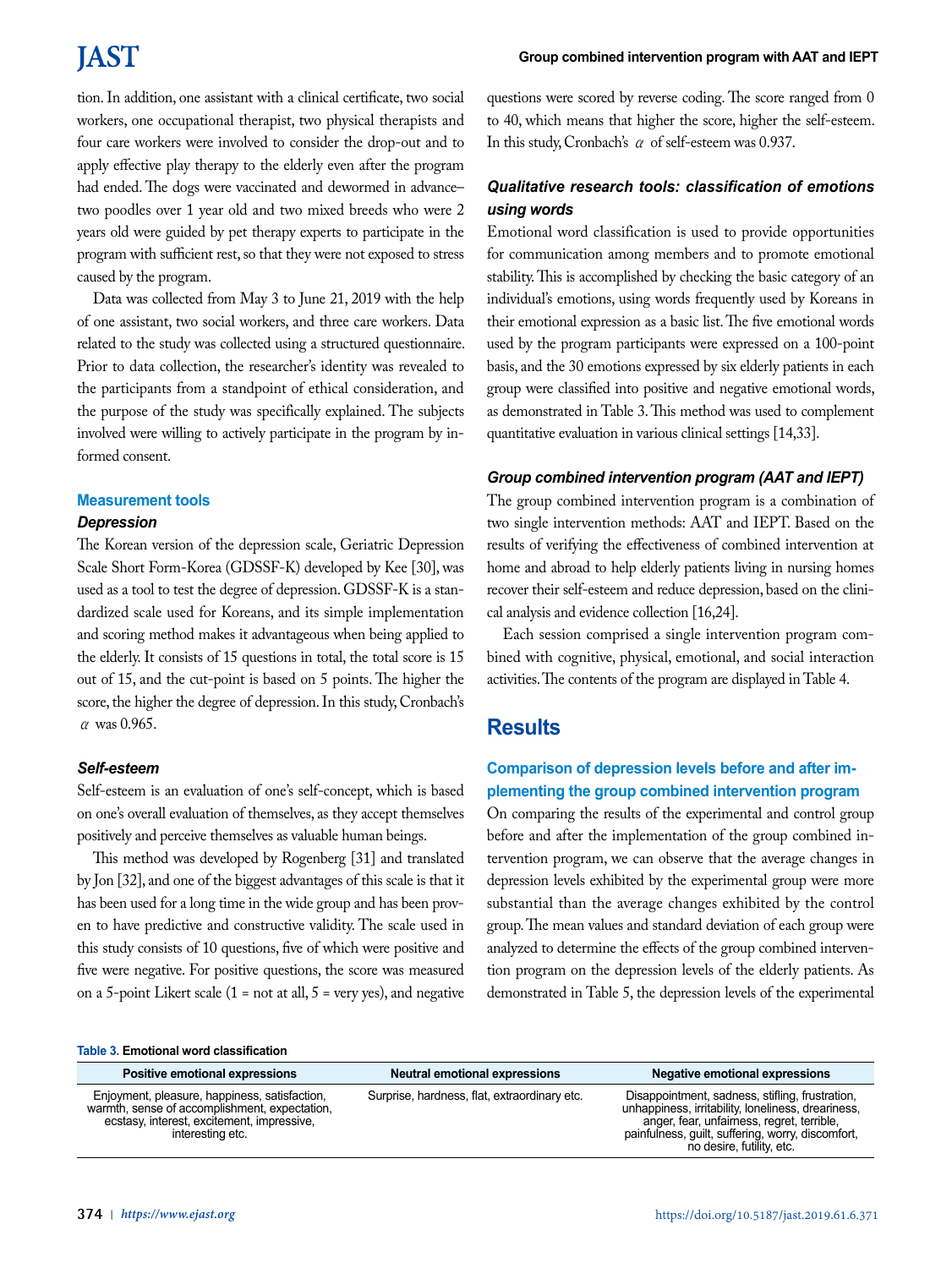tion. In addition, one assistant with a clinical certificate, two social workers, one occupational therapist, two physical therapists and four care workers were involved to consider the drop-out and to apply effective play therapy to the elderly even after the program had ended. The dogs were vaccinated and dewormed in advance– two poodles over 1 year old and two mixed breeds who were 2 years old were guided by pet therapy experts to participate in the program with sufficient rest, so that they were not exposed to stress caused by the program.

Data was collected from May 3 to June 21, 2019 with the help of one assistant, two social workers, and three care workers. Data related to the study was collected using a structured questionnaire. Prior to data collection, the researcher's identity was revealed to the participants from a standpoint of ethical consideration, and the purpose of the study was specifically explained. The subjects involved were willing to actively participate in the program by informed consent.

## Measurement tools

### *Depression*

The Korean version of the depression scale, Geriatric Depression Scale Short Form-Korea (GDSSF-K) developed by Kee [30], was used as a tool to test the degree of depression. GDSSF-K is a standardized scale used for Koreans, and its simple implementation and scoring method makes it advantageous when being applied to the elderly. It consists of 15 questions in total, the total score is 15 out of 15, and the cut-point is based on 5 points. The higher the score, the higher the degree of depression. In this study, Cronbach's $\alpha$ was 0.965.

### *Self-esteem*

Self-esteem is an evaluation of one's self-concept, which is based on one's overall evaluation of themselves, as they accept themselves positively and perceive themselves as valuable human beings.

This method was developed by Rogenberg [31] and translated by Jon [32], and one of the biggest advantages of this scale is that it has been used for a long time in the wide group and has been proven to have predictive and constructive validity. The scale used in this study consists of 10 questions, five of which were positive and five were negative. For positive questions, the score was measured on a 5-point Likert scale (1 = not at all, 5 = very yes), and negative questions were scored by reverse coding. The score ranged from 0 to 40, which means that higher the score, higher the self-esteem. In this study, Cronbach's $\alpha$ of self-esteem was 0.937.

### *Qualitative research tools: classification of emotions using words*

Emotional word classification is used to provide opportunities for communication among members and to promote emotional stability. This is accomplished by checking the basic category of an individual's emotions, using words frequently used by Koreans in their emotional expression as a basic list. The five emotional words used by the program participants were expressed on a 100-point basis, and the 30 emotions expressed by six elderly patients in each group were classified into positive and negative emotional words, as demonstrated in Table 3. This method was used to complement quantitative evaluation in various clinical settings [14,33].

### *Group combined intervention program (AAT and IEPT)*

The group combined intervention program is a combination of two single intervention methods: AAT and IEPT. Based on the results of verifying the effectiveness of combined intervention at home and abroad to help elderly patients living in nursing homes recover their self-esteem and reduce depression, based on the clinical analysis and evidence collection [16,24].

Each session comprised a single intervention program combined with cognitive, physical, emotional, and social interaction activities. The contents of the program are displayed in Table 4.

# Results

## Comparison of depression levels before and after implementing the group combined intervention program

On comparing the results of the experimental and control group before and after the implementation of the group combined intervention program, we can observe that the average changes in depression levels exhibited by the experimental group were more substantial than the average changes exhibited by the control group. The mean values and standard deviation of each group were analyzed to determine the effects of the group combined intervention program on the depression levels of the elderly patients. As demonstrated in Table 5, the depression levels of the experimental

**Table 3. Emotional word classification**

| Positive emotional expressions | Neutral emotional expressions | Negative emotional expressions |
|---|---|---|
| Enjoyment, pleasure, happiness, satisfaction, warmth, sense of accomplishment, expectation, ecstasy, interest, excitement, impressive, interesting etc. | Surprise, hardness, flat, extraordinary etc. | Disappointment, sadness, stifling, frustration, unhappiness, irritability, loneliness, dreariness, anger, fear, unfairness, regret, terrible, painfulness, guilt, suffering, worry, discomfort, no desire, futility, etc. |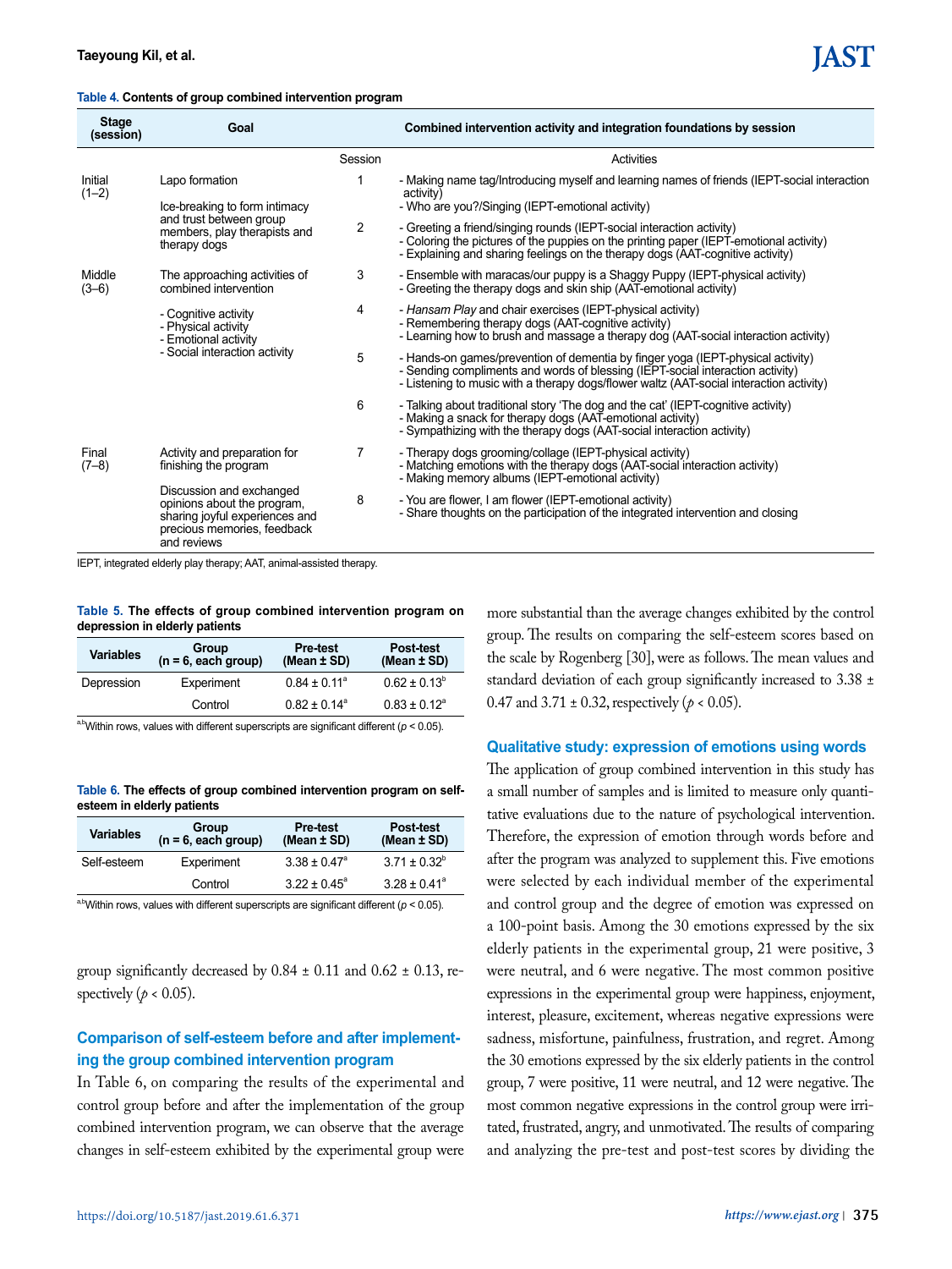**Table 4.** Contents of group combined intervention program

| Stage (session) | Goal | Session | Combined intervention activity and integration foundations by session |
|---|---|---|---|
| | | Session | Activities |
| Initial (1–2) | Lapo formation<br>Ice-breaking to form intimacy and trust between group members, play therapists and therapy dogs | 1 | - Making name tag/Introducing myself and learning names of friends (IEPT-social interaction activity)<br>- Who are you?/Singing (IEPT-emotional activity) |
| | | 2 | - Greeting a friend/singing rounds (IEPT-social interaction activity)<br>- Coloring the pictures of the puppies on the printing paper (IEPT-emotional activity)<br>- Explaining and sharing feelings on the therapy dogs (AAT-cognitive activity) |
| Middle (3–6) | The approaching activities of combined intervention<br>- Cognitive activity<br>- Physical activity<br>- Emotional activity<br>- Social interaction activity | 3 | - Ensemble with maracas/our puppy is a Shaggy Puppy (IEPT-physical activity)<br>- Greeting the therapy dogs and skin ship (AAT-emotional activity) |
| | | 4 | - *Hansam Play* and chair exercises (IEPT-physical activity)<br>- Remembering therapy dogs (AAT-cognitive activity)<br>- Learning how to brush and massage a therapy dog (AAT-social interaction activity) |
| | | 5 | - Hands-on games/prevention of dementia by finger yoga (IEPT-physical activity)<br>- Sending compliments and words of blessing (IEPT-social interaction activity)<br>- Listening to music with a therapy dogs/flower waltz (AAT-social interaction activity) |
| | | 6 | - Talking about traditional story 'The dog and the cat' (IEPT-cognitive activity)<br>- Making a snack for therapy dogs (AAT-emotional activity)<br>- Sympathizing with the therapy dogs (AAT-social interaction activity) |
| Final (7–8) | Activity and preparation for finishing the program | 7 | - Therapy dogs grooming/collage (IEPT-physical activity)<br>- Matching emotions with the therapy dogs (AAT-social interaction activity)<br>- Making memory albums (IEPT-emotional activity) |
| | Discussion and exchanged opinions about the program, sharing joyful experiences and precious memories, feedback and reviews | 8 | - You are flower, I am flower (IEPT-emotional activity)<br>- Share thoughts on the participation of the integrated intervention and closing |

IEPT, integrated elderly play therapy; AAT, animal-assisted therapy.

**Table 5.** The effects of group combined intervention program on depression in elderly patients

| Variables | Group (n = 6, each group) | Pre-test (Mean ± SD) | Post-test (Mean ± SD) |
|---|---|---|---|
| Depression | Experiment | 0.84 ± 0.11[a] | 0.62 ± 0.13[b] |
| | Control | 0.82 ± 0.14[a] | 0.83 ± 0.12[a] |

[a,b]Within rows, values with different superscripts are significant different ($p < 0.05$).

**Table 6.** The effects of group combined intervention program on self-esteem in elderly patients

| Variables | Group (n = 6, each group) | Pre-test (Mean ± SD) | Post-test (Mean ± SD) |
|---|---|---|---|
| Self-esteem | Experiment | 3.38 ± 0.47[a] | 3.71 ± 0.32[b] |
| | Control | 3.22 ± 0.45[a] | 3.28 ± 0.41[a] |

[a,b]Within rows, values with different superscripts are significant different ($p < 0.05$).

group significantly decreased by 0.84 ± 0.11 and 0.62 ± 0.13, respectively ($p < 0.05$).

## Comparison of self-esteem before and after implementing the group combined intervention program

In Table 6, on comparing the results of the experimental and control group before and after the implementation of the group combined intervention program, we can observe that the average changes in self-esteem exhibited by the experimental group were more substantial than the average changes exhibited by the control group. The results on comparing the self-esteem scores based on the scale by Rogenberg [30], were as follows. The mean values and standard deviation of each group significantly increased to 3.38 ± 0.47 and 3.71 ± 0.32, respectively ($p < 0.05$).

## Qualitative study: expression of emotions using words

The application of group combined intervention in this study has a small number of samples and is limited to measure only quantitative evaluations due to the nature of psychological intervention. Therefore, the expression of emotion through words before and after the program was analyzed to supplement this. Five emotions were selected by each individual member of the experimental and control group and the degree of emotion was expressed on a 100-point basis. Among the 30 emotions expressed by the six elderly patients in the experimental group, 21 were positive, 3 were neutral, and 6 were negative. The most common positive expressions in the experimental group were happiness, enjoyment, interest, pleasure, excitement, whereas negative expressions were sadness, misfortune, painfulness, frustration, and regret. Among the 30 emotions expressed by the six elderly patients in the control group, 7 were positive, 11 were neutral, and 12 were negative. The most common negative expressions in the control group were irritated, frustrated, angry, and unmotivated. The results of comparing and analyzing the pre-test and post-test scores by dividing the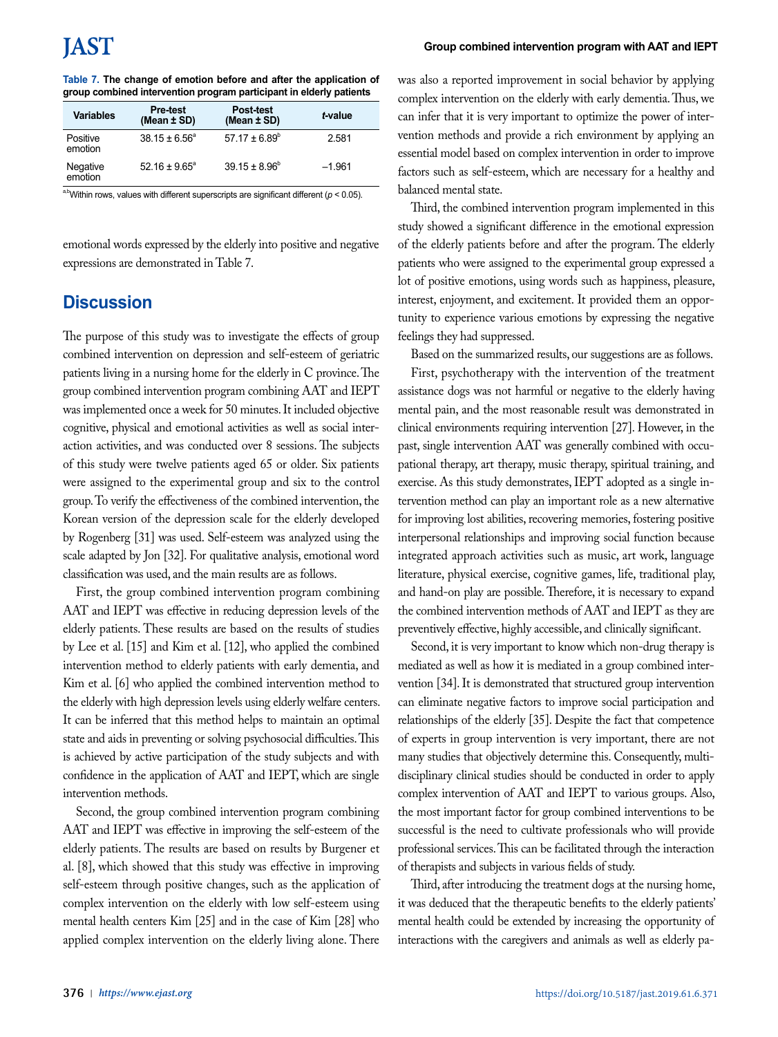**Table 7. The change of emotion before and after the application of group combined intervention program participant in elderly patients**

| Variables | Pre-test (Mean ± SD) | Post-test (Mean ± SD) | *t*-value |
|---|---|---|---|
| Positive emotion | 38.15 ± 6.56[a] | 57.17 ± 6.89[b] | 2.581 |
| Negative emotion | 52.16 ± 9.65[a] | 39.15 ± 8.96[b] | –1.961 |

[a,b]Within rows, values with different superscripts are significant different ($p < 0.05$).

emotional words expressed by the elderly into positive and negative expressions are demonstrated in Table 7.

## Discussion

The purpose of this study was to investigate the effects of group combined intervention on depression and self-esteem of geriatric patients living in a nursing home for the elderly in C province. The group combined intervention program combining AAT and IEPT was implemented once a week for 50 minutes. It included objective cognitive, physical and emotional activities as well as social interaction activities, and was conducted over 8 sessions. The subjects of this study were twelve patients aged 65 or older. Six patients were assigned to the experimental group and six to the control group. To verify the effectiveness of the combined intervention, the Korean version of the depression scale for the elderly developed by Rogenberg [31] was used. Self-esteem was analyzed using the scale adapted by Jon [32]. For qualitative analysis, emotional word classification was used, and the main results are as follows.

First, the group combined intervention program combining AAT and IEPT was effective in reducing depression levels of the elderly patients. These results are based on the results of studies by Lee et al. [15] and Kim et al. [12], who applied the combined intervention method to elderly patients with early dementia, and Kim et al. [6] who applied the combined intervention method to the elderly with high depression levels using elderly welfare centers. It can be inferred that this method helps to maintain an optimal state and aids in preventing or solving psychosocial difficulties. This is achieved by active participation of the study subjects and with confidence in the application of AAT and IEPT, which are single intervention methods.

Second, the group combined intervention program combining AAT and IEPT was effective in improving the self-esteem of the elderly patients. The results are based on results by Burgener et al. [8], which showed that this study was effective in improving self-esteem through positive changes, such as the application of complex intervention on the elderly with low self-esteem using mental health centers Kim [25] and in the case of Kim [28] who applied complex intervention on the elderly living alone. There was also a reported improvement in social behavior by applying complex intervention on the elderly with early dementia. Thus, we can infer that it is very important to optimize the power of intervention methods and provide a rich environment by applying an essential model based on complex intervention in order to improve factors such as self-esteem, which are necessary for a healthy and balanced mental state.

Third, the combined intervention program implemented in this study showed a significant difference in the emotional expression of the elderly patients before and after the program. The elderly patients who were assigned to the experimental group expressed a lot of positive emotions, using words such as happiness, pleasure, interest, enjoyment, and excitement. It provided them an opportunity to experience various emotions by expressing the negative feelings they had suppressed.

Based on the summarized results, our suggestions are as follows.

First, psychotherapy with the intervention of the treatment assistance dogs was not harmful or negative to the elderly having mental pain, and the most reasonable result was demonstrated in clinical environments requiring intervention [27]. However, in the past, single intervention AAT was generally combined with occupational therapy, art therapy, music therapy, spiritual training, and exercise. As this study demonstrates, IEPT adopted as a single intervention method can play an important role as a new alternative for improving lost abilities, recovering memories, fostering positive interpersonal relationships and improving social function because integrated approach activities such as music, art work, language literature, physical exercise, cognitive games, life, traditional play, and hand-on play are possible. Therefore, it is necessary to expand the combined intervention methods of AAT and IEPT as they are preventively effective, highly accessible, and clinically significant.

Second, it is very important to know which non-drug therapy is mediated as well as how it is mediated in a group combined intervention [34]. It is demonstrated that structured group intervention can eliminate negative factors to improve social participation and relationships of the elderly [35]. Despite the fact that competence of experts in group intervention is very important, there are not many studies that objectively determine this. Consequently, multidisciplinary clinical studies should be conducted in order to apply complex intervention of AAT and IEPT to various groups. Also, the most important factor for group combined interventions to be successful is the need to cultivate professionals who will provide professional services. This can be facilitated through the interaction of therapists and subjects in various fields of study.

Third, after introducing the treatment dogs at the nursing home, it was deduced that the therapeutic benefits to the elderly patients' mental health could be extended by increasing the opportunity of interactions with the caregivers and animals as well as elderly pa-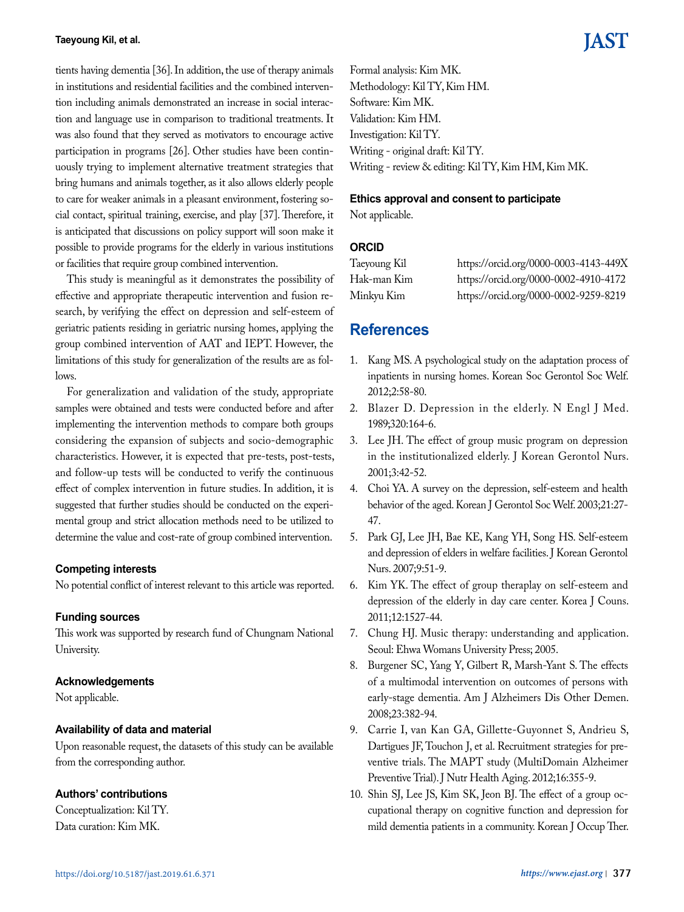tients having dementia [36]. In addition, the use of therapy animals in institutions and residential facilities and the combined intervention including animals demonstrated an increase in social interaction and language use in comparison to traditional treatments. It was also found that they served as motivators to encourage active participation in programs [26]. Other studies have been continuously trying to implement alternative treatment strategies that bring humans and animals together, as it also allows elderly people to care for weaker animals in a pleasant environment, fostering social contact, spiritual training, exercise, and play [37]. Therefore, it is anticipated that discussions on policy support will soon make it possible to provide programs for the elderly in various institutions or facilities that require group combined intervention.

This study is meaningful as it demonstrates the possibility of effective and appropriate therapeutic intervention and fusion research, by verifying the effect on depression and self-esteem of geriatric patients residing in geriatric nursing homes, applying the group combined intervention of AAT and IEPT. However, the limitations of this study for generalization of the results are as follows.

For generalization and validation of the study, appropriate samples were obtained and tests were conducted before and after implementing the intervention methods to compare both groups considering the expansion of subjects and socio-demographic characteristics. However, it is expected that pre-tests, post-tests, and follow-up tests will be conducted to verify the continuous effect of complex intervention in future studies. In addition, it is suggested that further studies should be conducted on the experimental group and strict allocation methods need to be utilized to determine the value and cost-rate of group combined intervention.

### Competing interests

No potential conflict of interest relevant to this article was reported.

### Funding sources

This work was supported by research fund of Chungnam National University.

### Acknowledgements

Not applicable.

### Availability of data and material

Upon reasonable request, the datasets of this study can be available from the corresponding author.

### Authors' contributions

Conceptualization: Kil TY.
Data curation: Kim MK.
Formal analysis: Kim MK.
Methodology: Kil TY, Kim HM.
Software: Kim MK.
Validation: Kim HM.
Investigation: Kil TY.
Writing - original draft: Kil TY.
Writing - review & editing: Kil TY, Kim HM, Kim MK.

### Ethics approval and consent to participate

Not applicable.

### ORCID

| | |
|---|---|
| Taeyoung Kil | https://orcid.org/0000-0003-4143-449X |
| Hak-man Kim | https://orcid.org/0000-0002-4910-4172 |
| Minkyu Kim | https://orcid.org/0000-0002-9259-8219 |

## References

1. Kang MS. A psychological study on the adaptation process of inpatients in nursing homes. Korean Soc Gerontol Soc Welf. 2012;2:58-80.
2. Blazer D. Depression in the elderly. N Engl J Med. 1989;320:164-6.
3. Lee JH. The effect of group music program on depression in the institutionalized elderly. J Korean Gerontol Nurs. 2001;3:42-52.
4. Choi YA. A survey on the depression, self-esteem and health behavior of the aged. Korean J Gerontol Soc Welf. 2003;21:27-47.
5. Park GJ, Lee JH, Bae KE, Kang YH, Song HS. Self-esteem and depression of elders in welfare facilities. J Korean Gerontol Nurs. 2007;9:51-9.
6. Kim YK. The effect of group theraplay on self-esteem and depression of the elderly in day care center. Korea J Couns. 2011;12:1527-44.
7. Chung HJ. Music therapy: understanding and application. Seoul: Ehwa Womans University Press; 2005.
8. Burgener SC, Yang Y, Gilbert R, Marsh-Yant S. The effects of a multimodal intervention on outcomes of persons with early-stage dementia. Am J Alzheimers Dis Other Demen. 2008;23:382-94.
9. Carrie I, van Kan GA, Gillette-Guyonnet S, Andrieu S, Dartigues JF, Touchon J, et al. Recruitment strategies for preventive trials. The MAPT study (MultiDomain Alzheimer Preventive Trial). J Nutr Health Aging. 2012;16:355-9.
10. Shin SJ, Lee JS, Kim SK, Jeon BJ. The effect of a group occupational therapy on cognitive function and depression for mild dementia patients in a community. Korean J Occup Ther.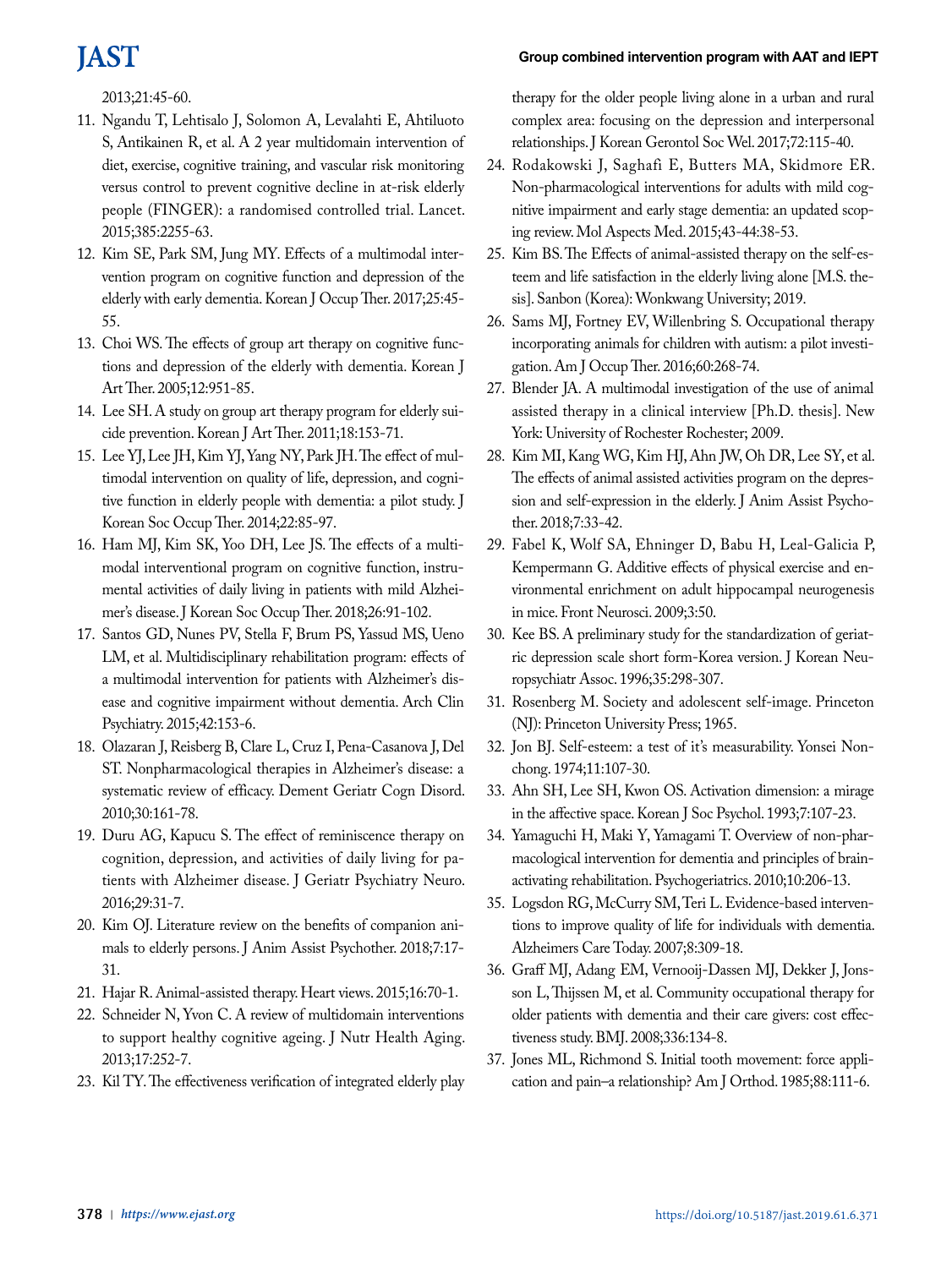2013;21:45-60.

11. Ngandu T, Lehtisalo J, Solomon A, Levalahti E, Ahtiluoto S, Antikainen R, et al. A 2 year multidomain intervention of diet, exercise, cognitive training, and vascular risk monitoring versus control to prevent cognitive decline in at-risk elderly people (FINGER): a randomised controlled trial. Lancet. 2015;385:2255-63.
12. Kim SE, Park SM, Jung MY. Effects of a multimodal intervention program on cognitive function and depression of the elderly with early dementia. Korean J Occup Ther. 2017;25:45-55.
13. Choi WS. The effects of group art therapy on cognitive functions and depression of the elderly with dementia. Korean J Art Ther. 2005;12:951-85.
14. Lee SH. A study on group art therapy program for elderly suicide prevention. Korean J Art Ther. 2011;18:153-71.
15. Lee YJ, Lee JH, Kim YJ, Yang NY, Park JH. The effect of multimodal intervention on quality of life, depression, and cognitive function in elderly people with dementia: a pilot study. J Korean Soc Occup Ther. 2014;22:85-97.
16. Ham MJ, Kim SK, Yoo DH, Lee JS. The effects of a multimodal interventional program on cognitive function, instrumental activities of daily living in patients with mild Alzheimer's disease. J Korean Soc Occup Ther. 2018;26:91-102.
17. Santos GD, Nunes PV, Stella F, Brum PS, Yassud MS, Ueno LM, et al. Multidisciplinary rehabilitation program: effects of a multimodal intervention for patients with Alzheimer's disease and cognitive impairment without dementia. Arch Clin Psychiatry. 2015;42:153-6.
18. Olazaran J, Reisberg B, Clare L, Cruz I, Pena-Casanova J, Del ST. Nonpharmacological therapies in Alzheimer's disease: a systematic review of efficacy. Dement Geriatr Cogn Disord. 2010;30:161-78.
19. Duru AG, Kapucu S. The effect of reminiscence therapy on cognition, depression, and activities of daily living for patients with Alzheimer disease. J Geriatr Psychiatry Neuro. 2016;29:31-7.
20. Kim OJ. Literature review on the benefits of companion animals to elderly persons. J Anim Assist Psychother. 2018;7:17-31.
21. Hajar R. Animal-assisted therapy. Heart views. 2015;16:70-1.
22. Schneider N, Yvon C. A review of multidomain interventions to support healthy cognitive ageing. J Nutr Health Aging. 2013;17:252-7.
23. Kil TY. The effectiveness verification of integrated elderly play therapy for the older people living alone in a urban and rural complex area: focusing on the depression and interpersonal relationships. J Korean Gerontol Soc Wel. 2017;72:115-40.
24. Rodakowski J, Saghafi E, Butters MA, Skidmore ER. Non-pharmacological interventions for adults with mild cognitive impairment and early stage dementia: an updated scoping review. Mol Aspects Med. 2015;43-44:38-53.
25. Kim BS. The Effects of animal-assisted therapy on the self-esteem and life satisfaction in the elderly living alone [M.S. thesis]. Sanbon (Korea): Wonkwang University; 2019.
26. Sams MJ, Fortney EV, Willenbring S. Occupational therapy incorporating animals for children with autism: a pilot investigation. Am J Occup Ther. 2016;60:268-74.
27. Blender JA. A multimodal investigation of the use of animal assisted therapy in a clinical interview [Ph.D. thesis]. New York: University of Rochester Rochester; 2009.
28. Kim MI, Kang WG, Kim HJ, Ahn JW, Oh DR, Lee SY, et al. The effects of animal assisted activities program on the depression and self-expression in the elderly. J Anim Assist Psychother. 2018;7:33-42.
29. Fabel K, Wolf SA, Ehninger D, Babu H, Leal-Galicia P, Kempermann G. Additive effects of physical exercise and environmental enrichment on adult hippocampal neurogenesis in mice. Front Neurosci. 2009;3:50.
30. Kee BS. A preliminary study for the standardization of geriatric depression scale short form-Korea version. J Korean Neuropsychiatr Assoc. 1996;35:298-307.
31. Rosenberg M. Society and adolescent self-image. Princeton (NJ): Princeton University Press; 1965.
32. Jon BJ. Self-esteem: a test of it's measurability. Yonsei Nonchong. 1974;11:107-30.
33. Ahn SH, Lee SH, Kwon OS. Activation dimension: a mirage in the affective space. Korean J Soc Psychol. 1993;7:107-23.
34. Yamaguchi H, Maki Y, Yamagami T. Overview of non-pharmacological intervention for dementia and principles of brain-activating rehabilitation. Psychogeriatrics. 2010;10:206-13.
35. Logsdon RG, McCurry SM, Teri L. Evidence-based interventions to improve quality of life for individuals with dementia. Alzheimers Care Today. 2007;8:309-18.
36. Graff MJ, Adang EM, Vernooij-Dassen MJ, Dekker J, Jonsson L, Thijssen M, et al. Community occupational therapy for older patients with dementia and their care givers: cost effectiveness study. BMJ. 2008;336:134-8.
37. Jones ML, Richmond S. Initial tooth movement: force application and pain–a relationship? Am J Orthod. 1985;88:111-6.